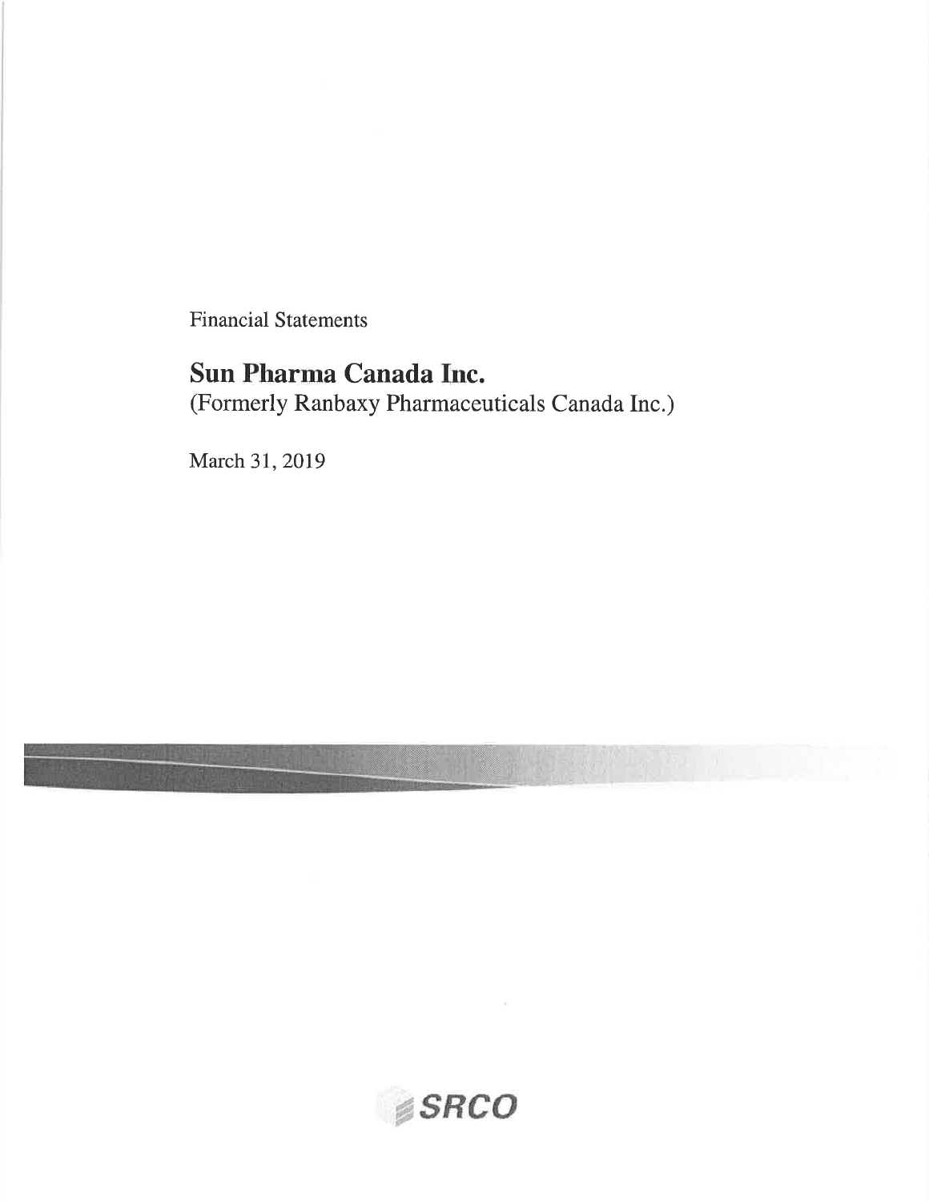Financial Statements

# Sun Pharma Canada Inc.

(Formerly Ranbaxy Pharmaceuticals Canada Inc.)

March 31, 2019

SRCO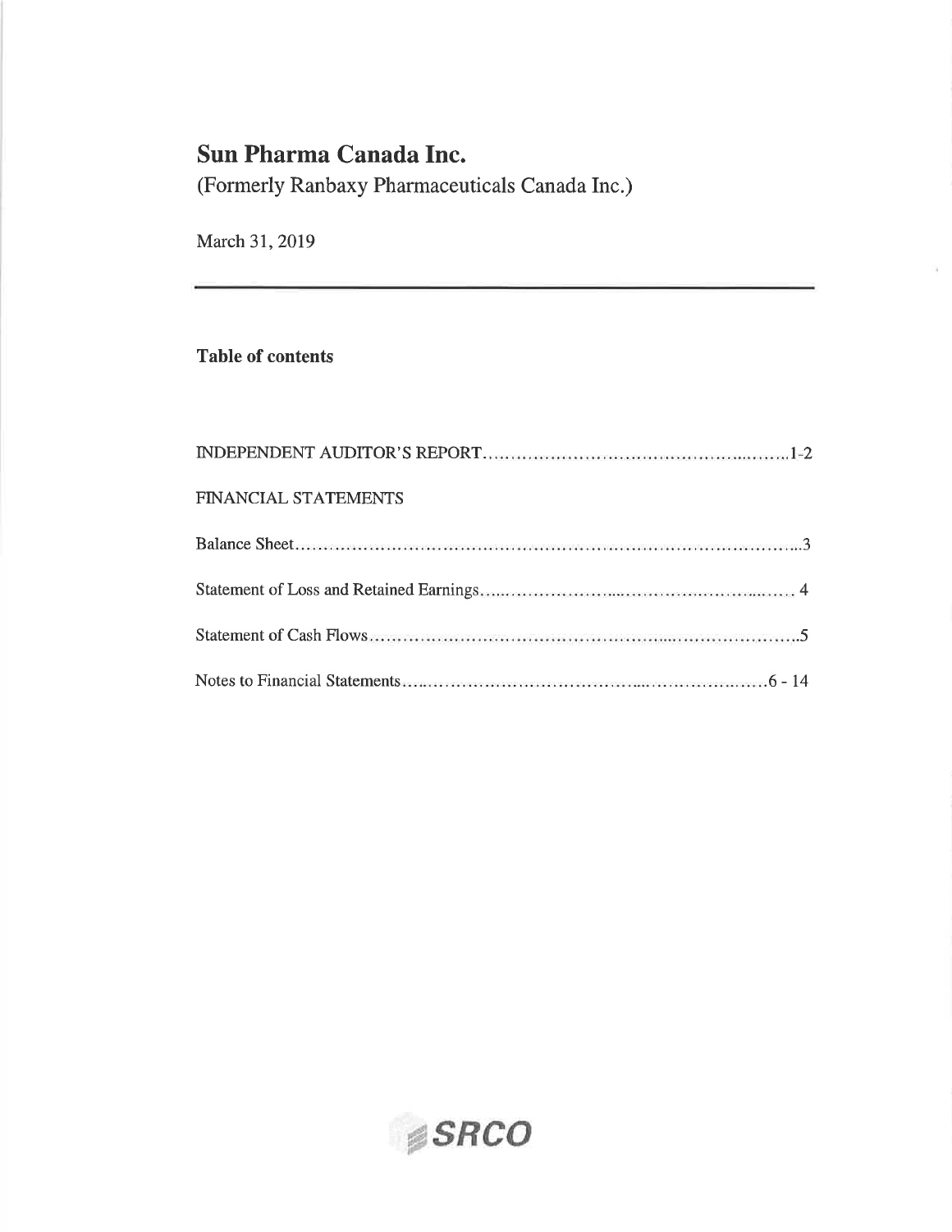# Sun Pharma Canada Inc.

(Formerly Ranbaxy Pharmaceuticals Canada Inc.)

March 31, 2019

## Table of contents

INDEPENDENT AUDITOR'S REPORT........................................................1-2

FINANCIAL STATEMENTS

Balance Sheet........................................................................................3

Statement of Loss and Retained Earnings............................................. 4

Statement of Cash Flows.........................................................................5

Notes to Financial Statements..........................................................6 - 14

SRCO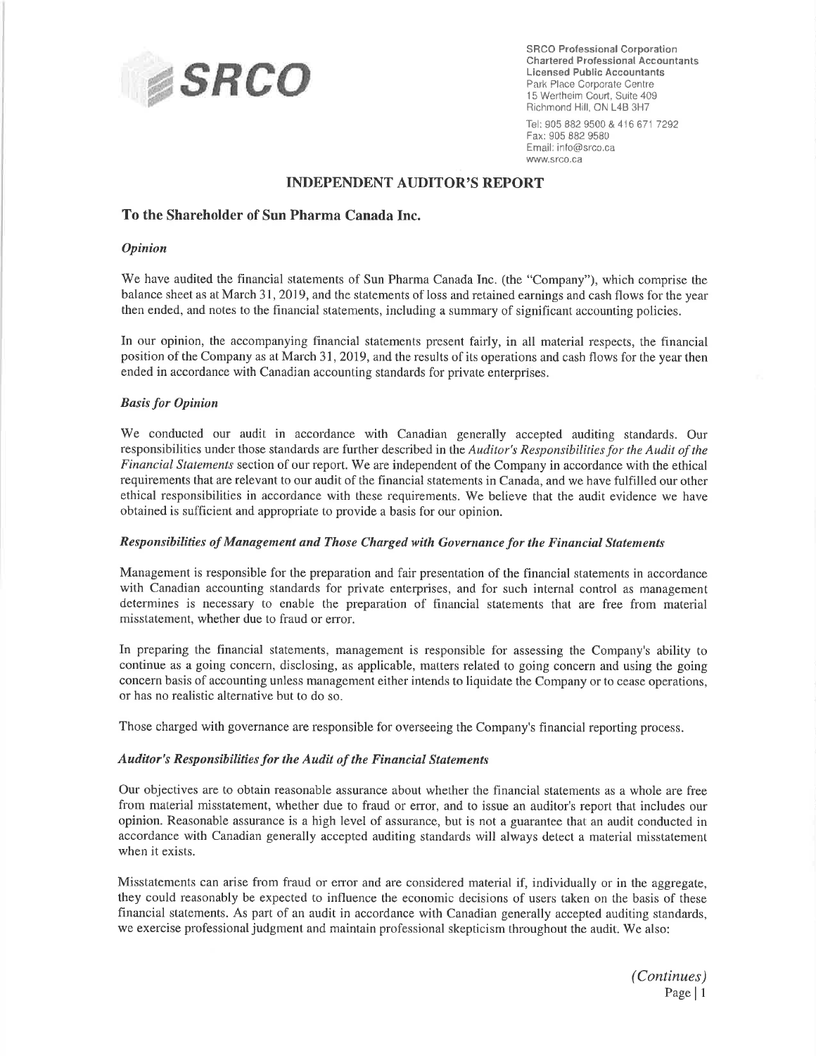SRCO Professional Corporation
Chartered Professional Accountants
Licensed Public Accountants
Park Place Corporate Centre
15 Wertheim Court, Suite 409
Richmond Hill, ON L4B 3H7

Tel: 905 882 9500 & 416 671 7292
Fax: 905 882 9580
Email: info@srco.ca
www.srco.ca

# INDEPENDENT AUDITOR'S REPORT

## To the Shareholder of Sun Pharma Canada Inc.

### *Opinion*

We have audited the financial statements of Sun Pharma Canada Inc. (the "Company"), which comprise the balance sheet as at March 31, 2019, and the statements of loss and retained earnings and cash flows for the year then ended, and notes to the financial statements, including a summary of significant accounting policies.

In our opinion, the accompanying financial statements present fairly, in all material respects, the financial position of the Company as at March 31, 2019, and the results of its operations and cash flows for the year then ended in accordance with Canadian accounting standards for private enterprises.

### *Basis for Opinion*

We conducted our audit in accordance with Canadian generally accepted auditing standards. Our responsibilities under those standards are further described in the *Auditor's Responsibilities for the Audit of the Financial Statements* section of our report. We are independent of the Company in accordance with the ethical requirements that are relevant to our audit of the financial statements in Canada, and we have fulfilled our other ethical responsibilities in accordance with these requirements. We believe that the audit evidence we have obtained is sufficient and appropriate to provide a basis for our opinion.

### *Responsibilities of Management and Those Charged with Governance for the Financial Statements*

Management is responsible for the preparation and fair presentation of the financial statements in accordance with Canadian accounting standards for private enterprises, and for such internal control as management determines is necessary to enable the preparation of financial statements that are free from material misstatement, whether due to fraud or error.

In preparing the financial statements, management is responsible for assessing the Company's ability to continue as a going concern, disclosing, as applicable, matters related to going concern and using the going concern basis of accounting unless management either intends to liquidate the Company or to cease operations, or has no realistic alternative but to do so.

Those charged with governance are responsible for overseeing the Company's financial reporting process.

### *Auditor's Responsibilities for the Audit of the Financial Statements*

Our objectives are to obtain reasonable assurance about whether the financial statements as a whole are free from material misstatement, whether due to fraud or error, and to issue an auditor's report that includes our opinion. Reasonable assurance is a high level of assurance, but is not a guarantee that an audit conducted in accordance with Canadian generally accepted auditing standards will always detect a material misstatement when it exists.

Misstatements can arise from fraud or error and are considered material if, individually or in the aggregate, they could reasonably be expected to influence the economic decisions of users taken on the basis of these financial statements. As part of an audit in accordance with Canadian generally accepted auditing standards, we exercise professional judgment and maintain professional skepticism throughout the audit. We also:

*(Continues)*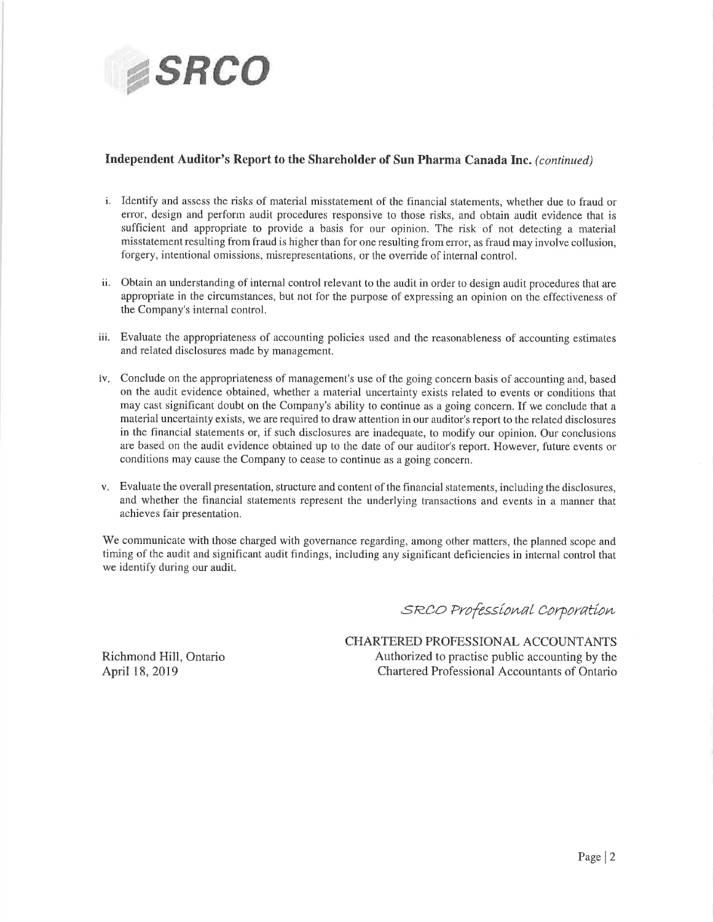SRCO

**Independent Auditor's Report to the Shareholder of Sun Pharma Canada Inc.** *(continued)*

i. Identify and assess the risks of material misstatement of the financial statements, whether due to fraud or error, design and perform audit procedures responsive to those risks, and obtain audit evidence that is sufficient and appropriate to provide a basis for our opinion. The risk of not detecting a material misstatement resulting from fraud is higher than for one resulting from error, as fraud may involve collusion, forgery, intentional omissions, misrepresentations, or the override of internal control.

ii. Obtain an understanding of internal control relevant to the audit in order to design audit procedures that are appropriate in the circumstances, but not for the purpose of expressing an opinion on the effectiveness of the Company's internal control.

iii. Evaluate the appropriateness of accounting policies used and the reasonableness of accounting estimates and related disclosures made by management.

iv. Conclude on the appropriateness of management's use of the going concern basis of accounting and, based on the audit evidence obtained, whether a material uncertainty exists related to events or conditions that may cast significant doubt on the Company's ability to continue as a going concern. If we conclude that a material uncertainty exists, we are required to draw attention in our auditor's report to the related disclosures in the financial statements or, if such disclosures are inadequate, to modify our opinion. Our conclusions are based on the audit evidence obtained up to the date of our auditor's report. However, future events or conditions may cause the Company to cease to continue as a going concern.

v. Evaluate the overall presentation, structure and content of the financial statements, including the disclosures, and whether the financial statements represent the underlying transactions and events in a manner that achieves fair presentation.

We communicate with those charged with governance regarding, among other matters, the planned scope and timing of the audit and significant audit findings, including any significant deficiencies in internal control that we identify during our audit.

*SRCO Professional Corporation*

CHARTERED PROFESSIONAL ACCOUNTANTS
Authorized to practise public accounting by the
Chartered Professional Accountants of Ontario

Richmond Hill, Ontario
April 18, 2019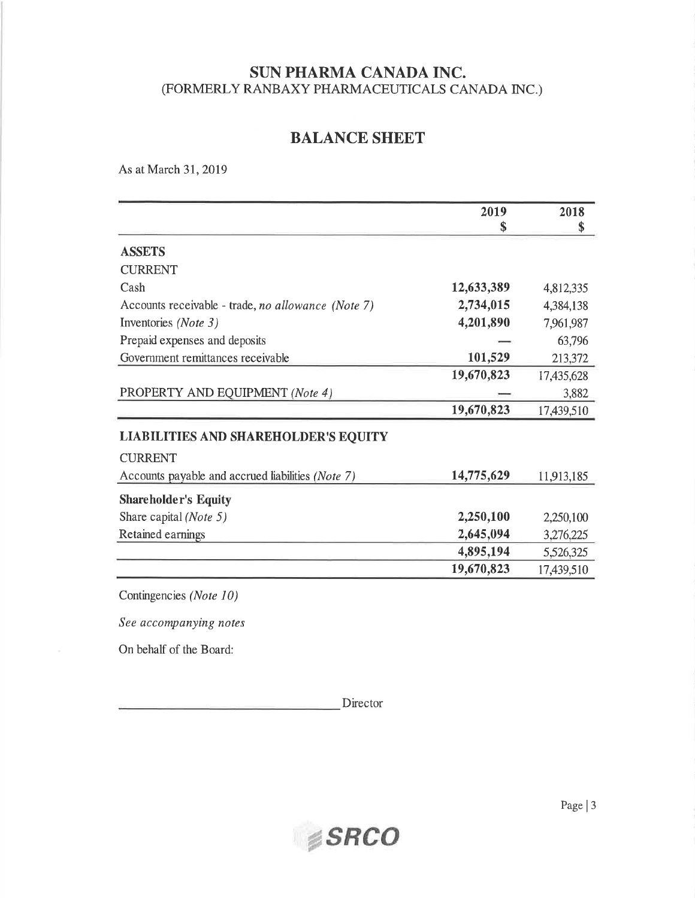# SUN PHARMA CANADA INC.
(FORMERLY RANBAXY PHARMACEUTICALS CANADA INC.)

## BALANCE SHEET

As at March 31, 2019

| | 2019<br>$ | 2018<br>$ |
|---|---|---|
| **ASSETS** | | |
| CURRENT | | |
| Cash | **12,633,389** | 4,812,335 |
| Accounts receivable - trade, *no allowance (Note 7)* | **2,734,015** | 4,384,138 |
| Inventories *(Note 3)* | **4,201,890** | 7,961,987 |
| Prepaid expenses and deposits | **—** | 63,796 |
| Government remittances receivable | **101,529** | 213,372 |
| | **19,670,823** | 17,435,628 |
| PROPERTY AND EQUIPMENT *(Note 4)* | **—** | 3,882 |
| | **19,670,823** | 17,439,510 |
| **LIABILITIES AND SHAREHOLDER'S EQUITY** | | |
| CURRENT | | |
| Accounts payable and accrued liabilities *(Note 7)* | **14,775,629** | 11,913,185 |
| **Shareholder's Equity** | | |
| Share capital *(Note 5)* | **2,250,100** | 2,250,100 |
| Retained earnings | **2,645,094** | 3,276,225 |
| | **4,895,194** | 5,526,325 |
| | **19,670,823** | 17,439,510 |

Contingencies *(Note 10)*

*See accompanying notes*

On behalf of the Board:

\_\_\_\_\_\_\_\_\_\_\_\_\_\_\_\_\_\_\_\_\_\_\_\_\_\_\_\_\_\_ Director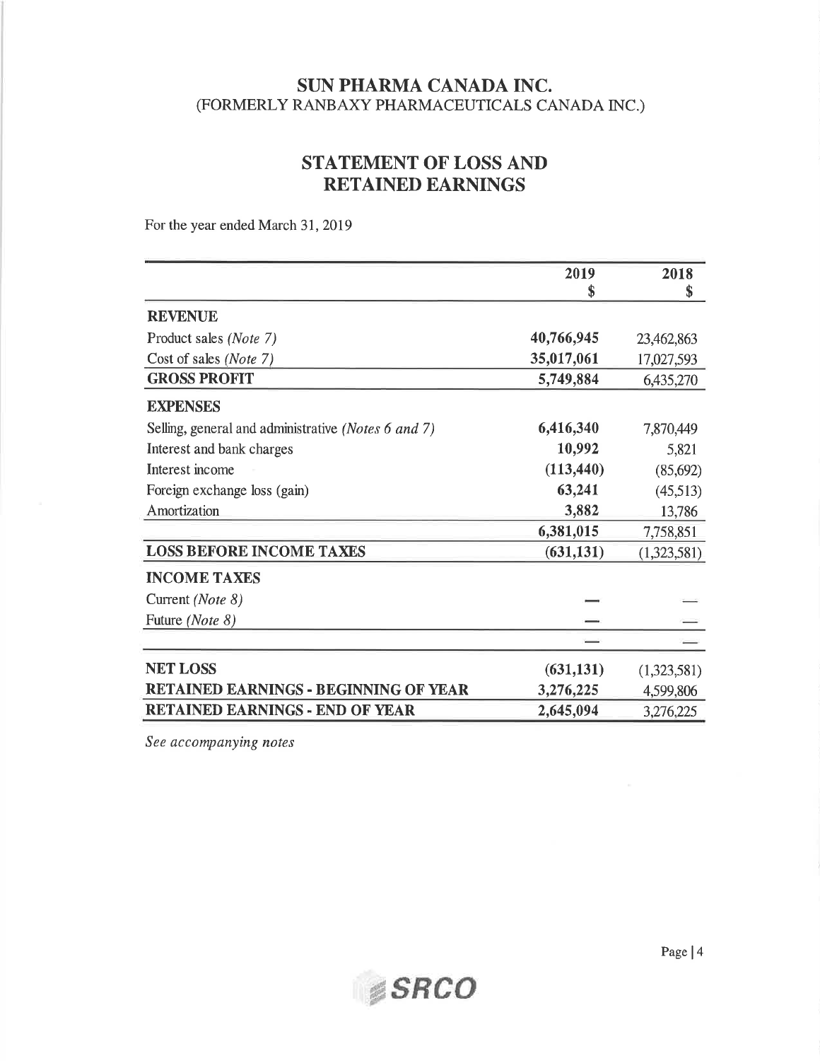# SUN PHARMA CANADA INC.
(FORMERLY RANBAXY PHARMACEUTICALS CANADA INC.)

## STATEMENT OF LOSS AND RETAINED EARNINGS

For the year ended March 31, 2019

| | 2019<br>$ | 2018<br>$ |
|---|---|---|
| **REVENUE** | | |
| Product sales *(Note 7)* | **40,766,945** | 23,462,863 |
| Cost of sales *(Note 7)* | **35,017,061** | 17,027,593 |
| **GROSS PROFIT** | **5,749,884** | 6,435,270 |
| **EXPENSES** | | |
| Selling, general and administrative *(Notes 6 and 7)* | **6,416,340** | 7,870,449 |
| Interest and bank charges | **10,992** | 5,821 |
| Interest income | **(113,440)** | (85,692) |
| Foreign exchange loss (gain) | **63,241** | (45,513) |
| Amortization | **3,882** | 13,786 |
| | **6,381,015** | 7,758,851 |
| **LOSS BEFORE INCOME TAXES** | **(631,131)** | (1,323,581) |
| **INCOME TAXES** | | |
| Current *(Note 8)* | **—** | — |
| Future *(Note 8)* | **—** | — |
| | **—** | — |
| **NET LOSS** | **(631,131)** | (1,323,581) |
| **RETAINED EARNINGS - BEGINNING OF YEAR** | **3,276,225** | 4,599,806 |
| **RETAINED EARNINGS - END OF YEAR** | **2,645,094** | 3,276,225 |

*See accompanying notes*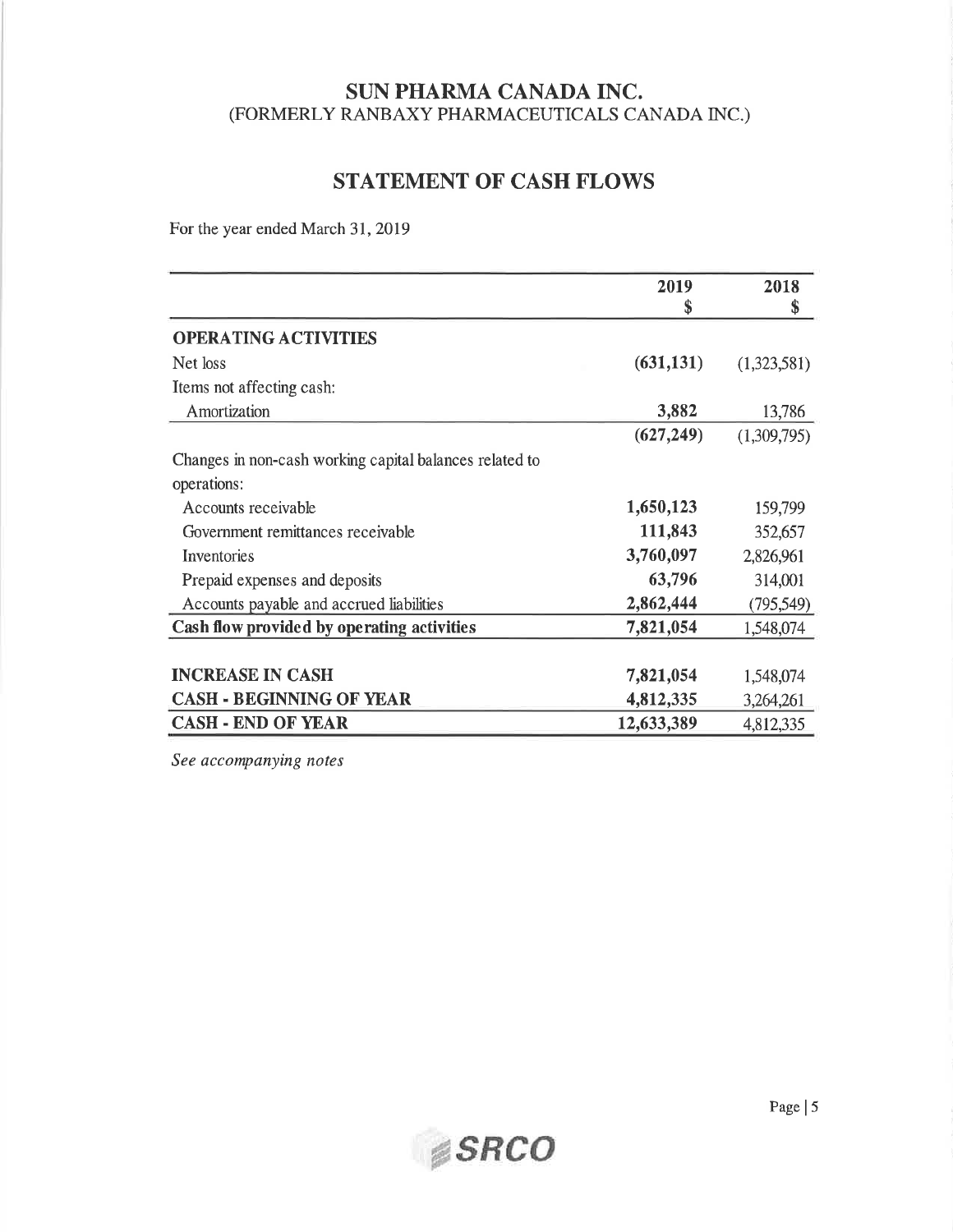# SUN PHARMA CANADA INC.
(FORMERLY RANBAXY PHARMACEUTICALS CANADA INC.)

## STATEMENT OF CASH FLOWS

For the year ended March 31, 2019

| | 2019<br>$ | 2018<br>$ |
|---|---|---|
| **OPERATING ACTIVITIES** | | |
| Net loss | **(631,131)** | (1,323,581) |
| Items not affecting cash: | | |
| Amortization | **3,882** | 13,786 |
| | **(627,249)** | (1,309,795) |
| Changes in non-cash working capital balances related to operations: | | |
| Accounts receivable | **1,650,123** | 159,799 |
| Government remittances receivable | **111,843** | 352,657 |
| Inventories | **3,760,097** | 2,826,961 |
| Prepaid expenses and deposits | **63,796** | 314,001 |
| Accounts payable and accrued liabilities | **2,862,444** | (795,549) |
| **Cash flow provided by operating activities** | **7,821,054** | 1,548,074 |
| | | |
| **INCREASE IN CASH** | **7,821,054** | 1,548,074 |
| **CASH - BEGINNING OF YEAR** | **4,812,335** | 3,264,261 |
| **CASH - END OF YEAR** | **12,633,389** | 4,812,335 |

*See accompanying notes*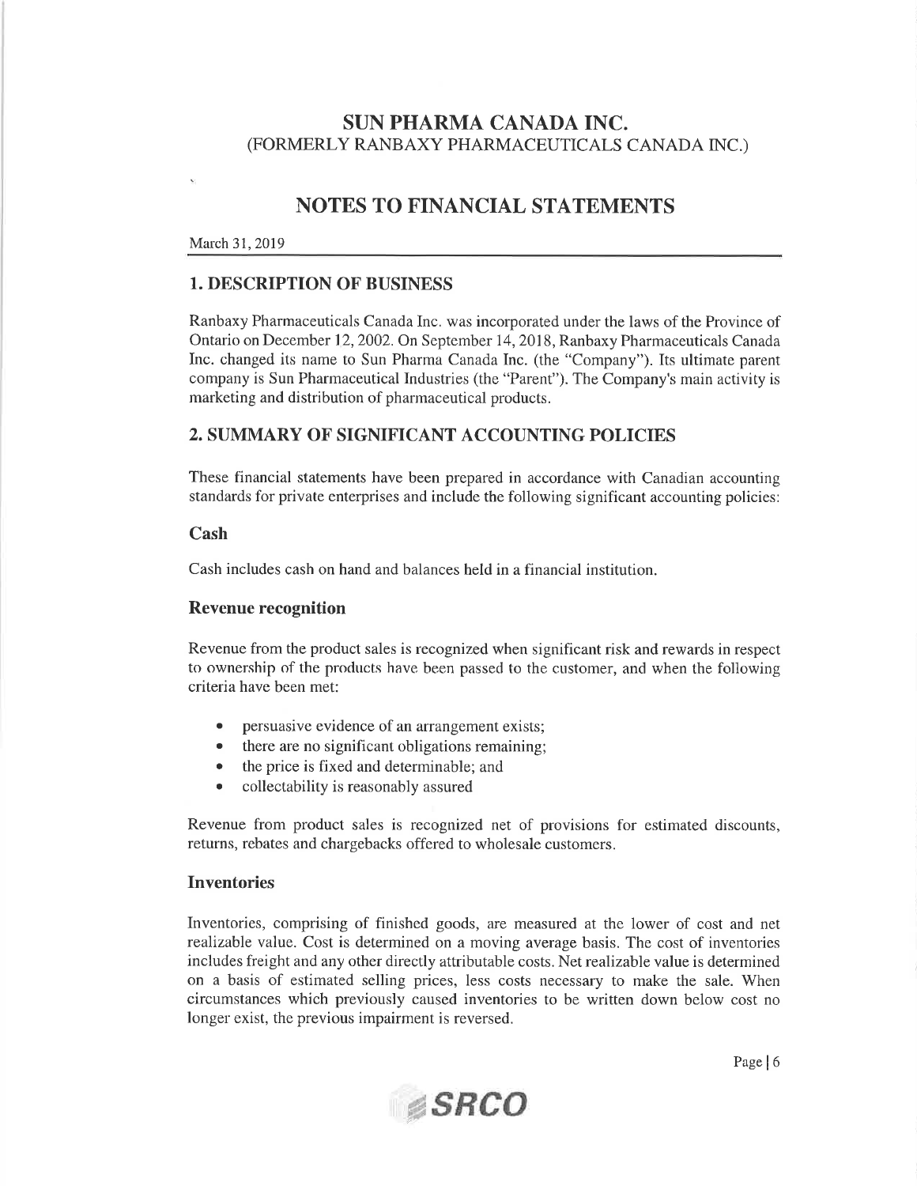# SUN PHARMA CANADA INC.

(FORMERLY RANBAXY PHARMACEUTICALS CANADA INC.)

# NOTES TO FINANCIAL STATEMENTS

March 31, 2019

## 1. DESCRIPTION OF BUSINESS

Ranbaxy Pharmaceuticals Canada Inc. was incorporated under the laws of the Province of Ontario on December 12, 2002. On September 14, 2018, Ranbaxy Pharmaceuticals Canada Inc. changed its name to Sun Pharma Canada Inc. (the "Company"). Its ultimate parent company is Sun Pharmaceutical Industries (the "Parent"). The Company's main activity is marketing and distribution of pharmaceutical products.

## 2. SUMMARY OF SIGNIFICANT ACCOUNTING POLICIES

These financial statements have been prepared in accordance with Canadian accounting standards for private enterprises and include the following significant accounting policies:

### Cash

Cash includes cash on hand and balances held in a financial institution.

### Revenue recognition

Revenue from the product sales is recognized when significant risk and rewards in respect to ownership of the products have been passed to the customer, and when the following criteria have been met:

- persuasive evidence of an arrangement exists;
- there are no significant obligations remaining;
- the price is fixed and determinable; and
- collectability is reasonably assured

Revenue from product sales is recognized net of provisions for estimated discounts, returns, rebates and chargebacks offered to wholesale customers.

### Inventories

Inventories, comprising of finished goods, are measured at the lower of cost and net realizable value. Cost is determined on a moving average basis. The cost of inventories includes freight and any other directly attributable costs. Net realizable value is determined on a basis of estimated selling prices, less costs necessary to make the sale. When circumstances which previously caused inventories to be written down below cost no longer exist, the previous impairment is reversed.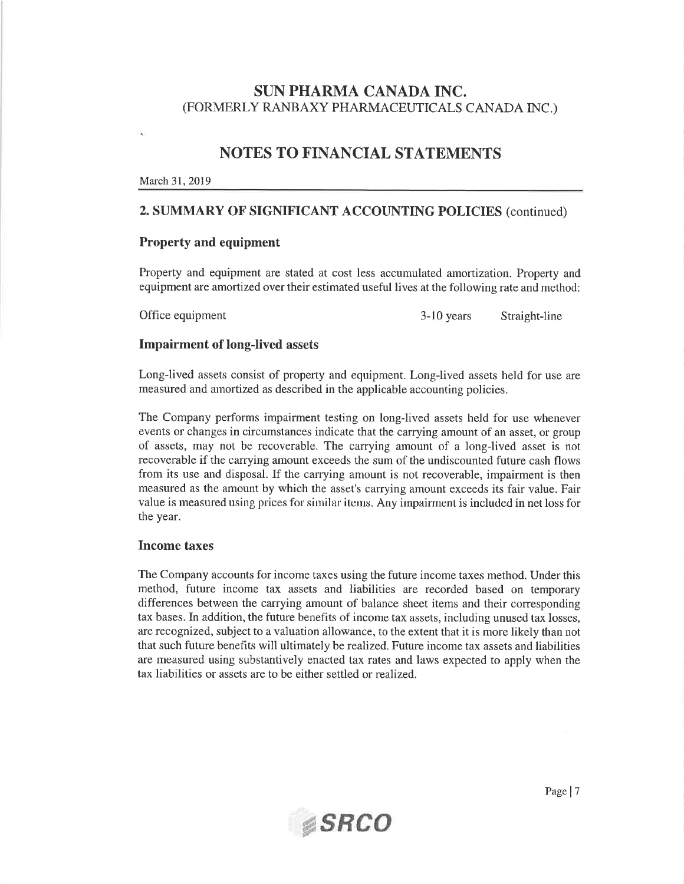# SUN PHARMA CANADA INC.
(FORMERLY RANBAXY PHARMACEUTICALS CANADA INC.)

## NOTES TO FINANCIAL STATEMENTS

March 31, 2019

### 2. SUMMARY OF SIGNIFICANT ACCOUNTING POLICIES (continued)

#### Property and equipment

Property and equipment are stated at cost less accumulated amortization. Property and equipment are amortized over their estimated useful lives at the following rate and method:

| | | |
|---|---|---|
| Office equipment | 3-10 years | Straight-line |

#### Impairment of long-lived assets

Long-lived assets consist of property and equipment. Long-lived assets held for use are measured and amortized as described in the applicable accounting policies.

The Company performs impairment testing on long-lived assets held for use whenever events or changes in circumstances indicate that the carrying amount of an asset, or group of assets, may not be recoverable. The carrying amount of a long-lived asset is not recoverable if the carrying amount exceeds the sum of the undiscounted future cash flows from its use and disposal. If the carrying amount is not recoverable, impairment is then measured as the amount by which the asset's carrying amount exceeds its fair value. Fair value is measured using prices for similar items. Any impairment is included in net loss for the year.

#### Income taxes

The Company accounts for income taxes using the future income taxes method. Under this method, future income tax assets and liabilities are recorded based on temporary differences between the carrying amount of balance sheet items and their corresponding tax bases. In addition, the future benefits of income tax assets, including unused tax losses, are recognized, subject to a valuation allowance, to the extent that it is more likely than not that such future benefits will ultimately be realized. Future income tax assets and liabilities are measured using substantively enacted tax rates and laws expected to apply when the tax liabilities or assets are to be either settled or realized.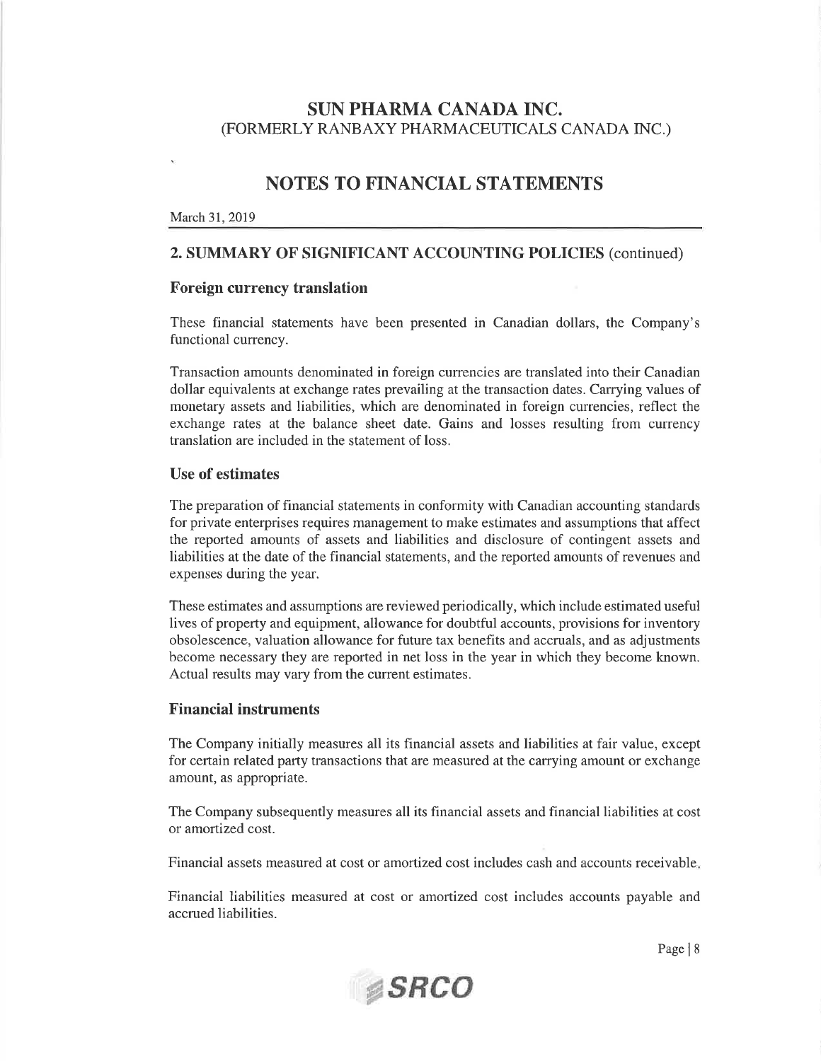# SUN PHARMA CANADA INC.
(FORMERLY RANBAXY PHARMACEUTICALS CANADA INC.)

# NOTES TO FINANCIAL STATEMENTS

March 31, 2019

## 2. SUMMARY OF SIGNIFICANT ACCOUNTING POLICIES (continued)

### Foreign currency translation

These financial statements have been presented in Canadian dollars, the Company's functional currency.

Transaction amounts denominated in foreign currencies are translated into their Canadian dollar equivalents at exchange rates prevailing at the transaction dates. Carrying values of monetary assets and liabilities, which are denominated in foreign currencies, reflect the exchange rates at the balance sheet date. Gains and losses resulting from currency translation are included in the statement of loss.

### Use of estimates

The preparation of financial statements in conformity with Canadian accounting standards for private enterprises requires management to make estimates and assumptions that affect the reported amounts of assets and liabilities and disclosure of contingent assets and liabilities at the date of the financial statements, and the reported amounts of revenues and expenses during the year.

These estimates and assumptions are reviewed periodically, which include estimated useful lives of property and equipment, allowance for doubtful accounts, provisions for inventory obsolescence, valuation allowance for future tax benefits and accruals, and as adjustments become necessary they are reported in net loss in the year in which they become known. Actual results may vary from the current estimates.

### Financial instruments

The Company initially measures all its financial assets and liabilities at fair value, except for certain related party transactions that are measured at the carrying amount or exchange amount, as appropriate.

The Company subsequently measures all its financial assets and financial liabilities at cost or amortized cost.

Financial assets measured at cost or amortized cost includes cash and accounts receivable.

Financial liabilities measured at cost or amortized cost includes accounts payable and accrued liabilities.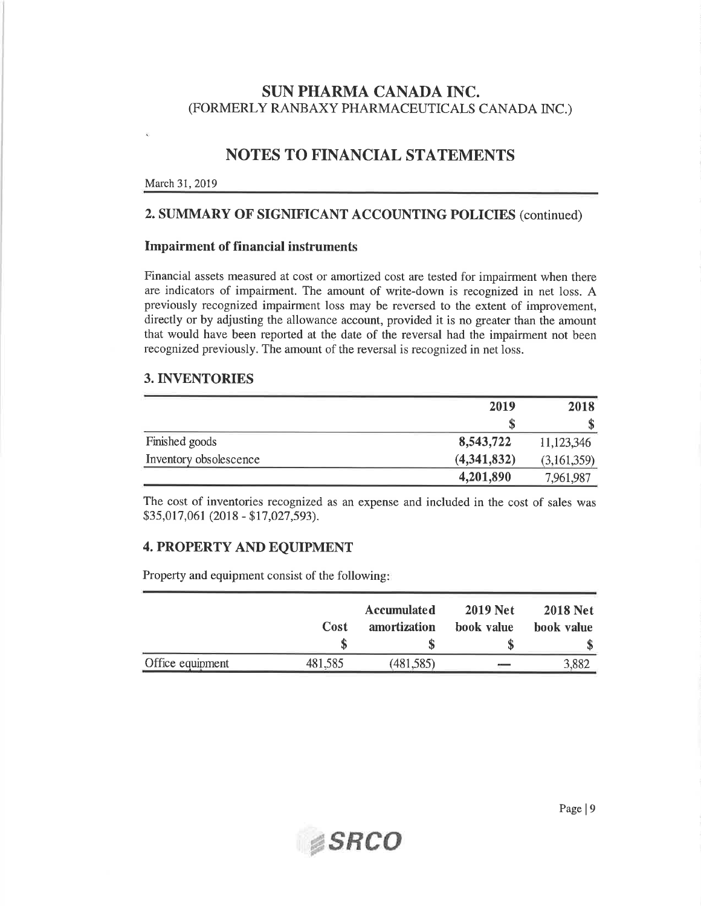# SUN PHARMA CANADA INC.
(FORMERLY RANBAXY PHARMACEUTICALS CANADA INC.)

## NOTES TO FINANCIAL STATEMENTS

March 31, 2019

### 2. SUMMARY OF SIGNIFICANT ACCOUNTING POLICIES (continued)

**Impairment of financial instruments**

Financial assets measured at cost or amortized cost are tested for impairment when there are indicators of impairment. The amount of write-down is recognized in net loss. A previously recognized impairment loss may be reversed to the extent of improvement, directly or by adjusting the allowance account, provided it is no greater than the amount that would have been reported at the date of the reversal had the impairment not been recognized previously. The amount of the reversal is recognized in net loss.

### 3. INVENTORIES

| | 2019 | 2018 |
|---|---|---|
| | $ | $ |
| Finished goods | **8,543,722** | 11,123,346 |
| Inventory obsolescence | **(4,341,832)** | (3,161,359) |
| | **4,201,890** | 7,961,987 |

The cost of inventories recognized as an expense and included in the cost of sales was $35,017,061 (2018 - $17,027,593).

### 4. PROPERTY AND EQUIPMENT

Property and equipment consist of the following:

| | Cost | Accumulated amortization | 2019 Net book value | 2018 Net book value |
|---|---|---|---|---|
| | $ | $ | $ | $ |
| Office equipment | 481,585 | (481,585) | — | 3,882 |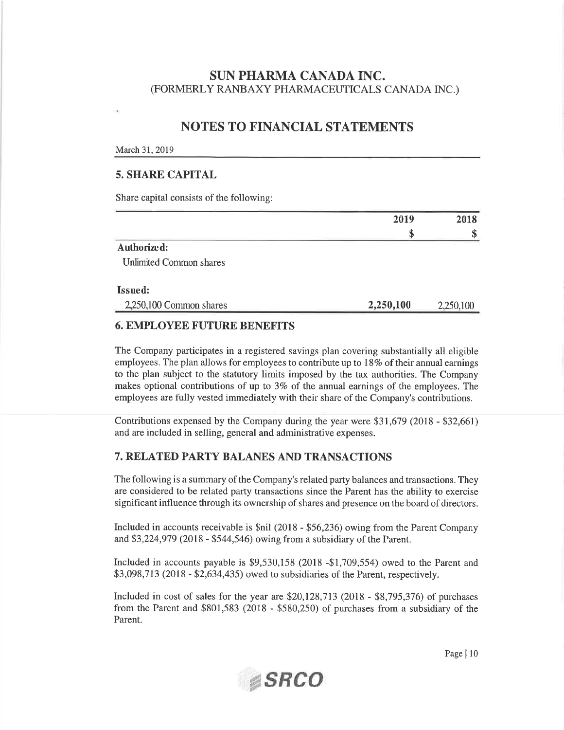# SUN PHARMA CANADA INC.

(FORMERLY RANBAXY PHARMACEUTICALS CANADA INC.)

## NOTES TO FINANCIAL STATEMENTS

March 31, 2019

### 5. SHARE CAPITAL

Share capital consists of the following:

| | 2019 | 2018 |
|---|---|---|
| | $ | $ |
| **Authorized:** | | |
| Unlimited Common shares | | |
| **Issued:** | | |
| 2,250,100 Common shares | **2,250,100** | 2,250,100 |

### 6. EMPLOYEE FUTURE BENEFITS

The Company participates in a registered savings plan covering substantially all eligible employees. The plan allows for employees to contribute up to 18% of their annual earnings to the plan subject to the statutory limits imposed by the tax authorities. The Company makes optional contributions of up to 3% of the annual earnings of the employees. The employees are fully vested immediately with their share of the Company's contributions.

Contributions expensed by the Company during the year were $31,679 (2018 - $32,661) and are included in selling, general and administrative expenses.

### 7. RELATED PARTY BALANES AND TRANSACTIONS

The following is a summary of the Company's related party balances and transactions. They are considered to be related party transactions since the Parent has the ability to exercise significant influence through its ownership of shares and presence on the board of directors.

Included in accounts receivable is $nil (2018 - $56,236) owing from the Parent Company and $3,224,979 (2018 - $544,546) owing from a subsidiary of the Parent.

Included in accounts payable is $9,530,158 (2018 -$1,709,554) owed to the Parent and $3,098,713 (2018 - $2,634,435) owed to subsidiaries of the Parent, respectively.

Included in cost of sales for the year are $20,128,713 (2018 - $8,795,376) of purchases from the Parent and $801,583 (2018 - $580,250) of purchases from a subsidiary of the Parent.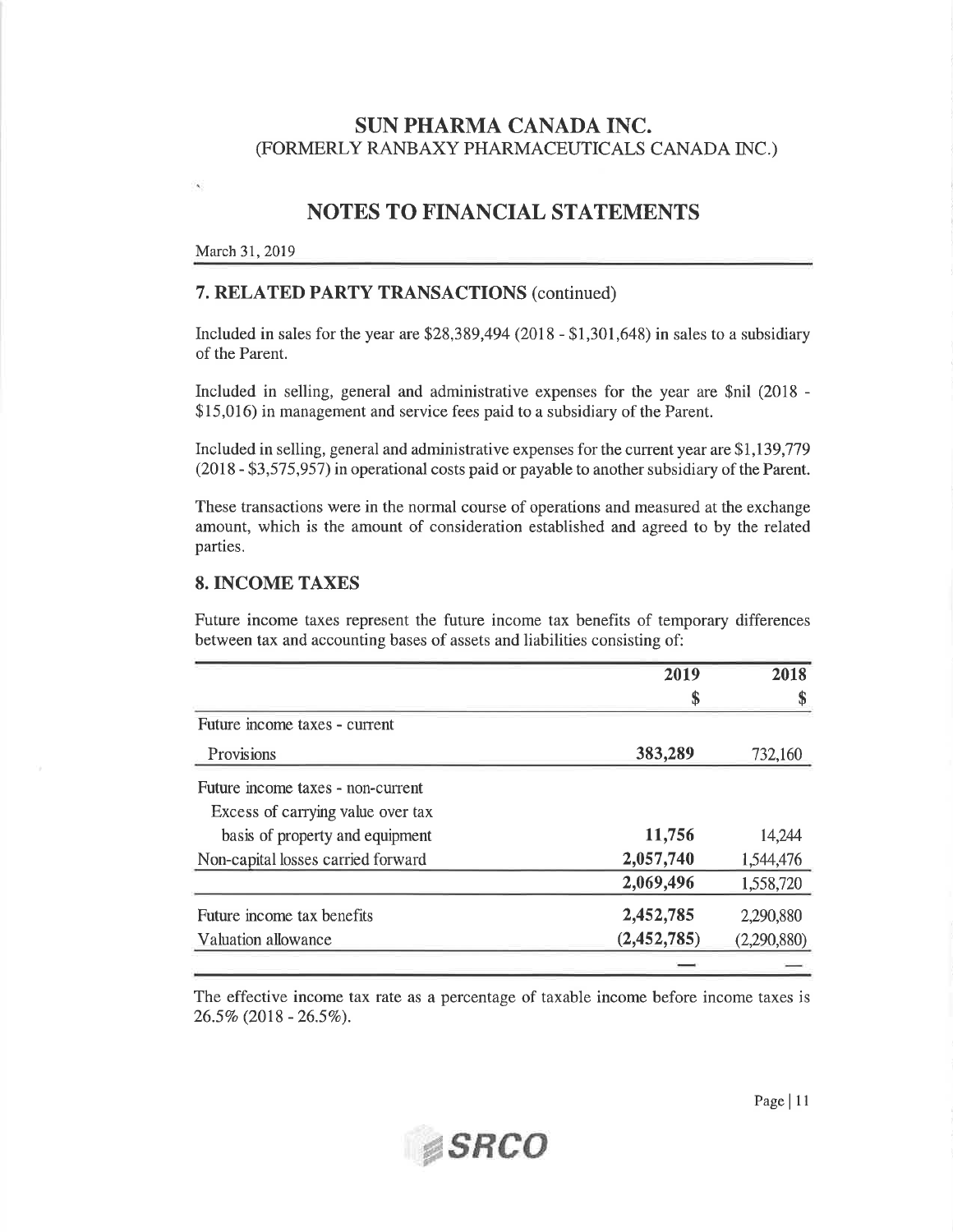# SUN PHARMA CANADA INC.
(FORMERLY RANBAXY PHARMACEUTICALS CANADA INC.)

## NOTES TO FINANCIAL STATEMENTS

March 31, 2019

### 7. RELATED PARTY TRANSACTIONS (continued)

Included in sales for the year are $28,389,494 (2018 - $1,301,648) in sales to a subsidiary of the Parent.

Included in selling, general and administrative expenses for the year are $nil (2018 - $15,016) in management and service fees paid to a subsidiary of the Parent.

Included in selling, general and administrative expenses for the current year are $1,139,779 (2018 - $3,575,957) in operational costs paid or payable to another subsidiary of the Parent.

These transactions were in the normal course of operations and measured at the exchange amount, which is the amount of consideration established and agreed to by the related parties.

### 8. INCOME TAXES

Future income taxes represent the future income tax benefits of temporary differences between tax and accounting bases of assets and liabilities consisting of:

| | 2019 | 2018 |
|---|---|---|
| | $ | $ |
| Future income taxes - current | | |
| Provisions | **383,289** | 732,160 |
| Future income taxes - non-current | | |
| Excess of carrying value over tax basis of property and equipment | **11,756** | 14,244 |
| Non-capital losses carried forward | **2,057,740** | 1,544,476 |
| | **2,069,496** | 1,558,720 |
| Future income tax benefits | **2,452,785** | 2,290,880 |
| Valuation allowance | **(2,452,785)** | (2,290,880) |
| | **—** | — |

The effective income tax rate as a percentage of taxable income before income taxes is 26.5% (2018 - 26.5%).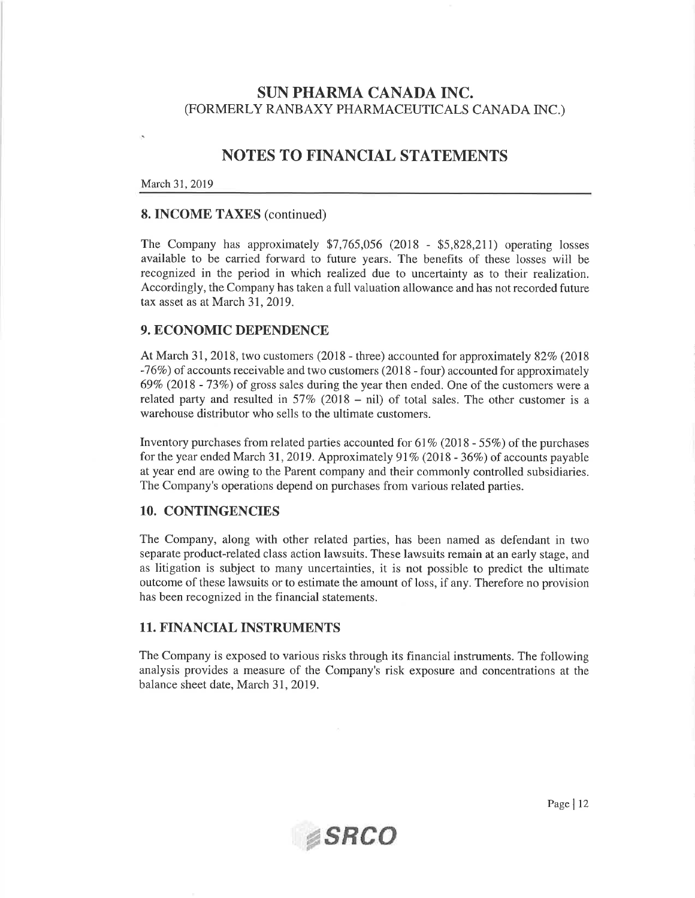# SUN PHARMA CANADA INC.

(FORMERLY RANBAXY PHARMACEUTICALS CANADA INC.)

# NOTES TO FINANCIAL STATEMENTS

March 31, 2019

## 8. INCOME TAXES (continued)

The Company has approximately $7,765,056 (2018 - $5,828,211) operating losses available to be carried forward to future years. The benefits of these losses will be recognized in the period in which realized due to uncertainty as to their realization. Accordingly, the Company has taken a full valuation allowance and has not recorded future tax asset as at March 31, 2019.

## 9. ECONOMIC DEPENDENCE

At March 31, 2018, two customers (2018 - three) accounted for approximately 82% (2018 -76%) of accounts receivable and two customers (2018 - four) accounted for approximately 69% (2018 - 73%) of gross sales during the year then ended. One of the customers were a related party and resulted in 57% (2018 – nil) of total sales. The other customer is a warehouse distributor who sells to the ultimate customers.

Inventory purchases from related parties accounted for 61% (2018 - 55%) of the purchases for the year ended March 31, 2019. Approximately 91% (2018 - 36%) of accounts payable at year end are owing to the Parent company and their commonly controlled subsidiaries. The Company's operations depend on purchases from various related parties.

## 10. CONTINGENCIES

The Company, along with other related parties, has been named as defendant in two separate product-related class action lawsuits. These lawsuits remain at an early stage, and as litigation is subject to many uncertainties, it is not possible to predict the ultimate outcome of these lawsuits or to estimate the amount of loss, if any. Therefore no provision has been recognized in the financial statements.

## 11. FINANCIAL INSTRUMENTS

The Company is exposed to various risks through its financial instruments. The following analysis provides a measure of the Company's risk exposure and concentrations at the balance sheet date, March 31, 2019.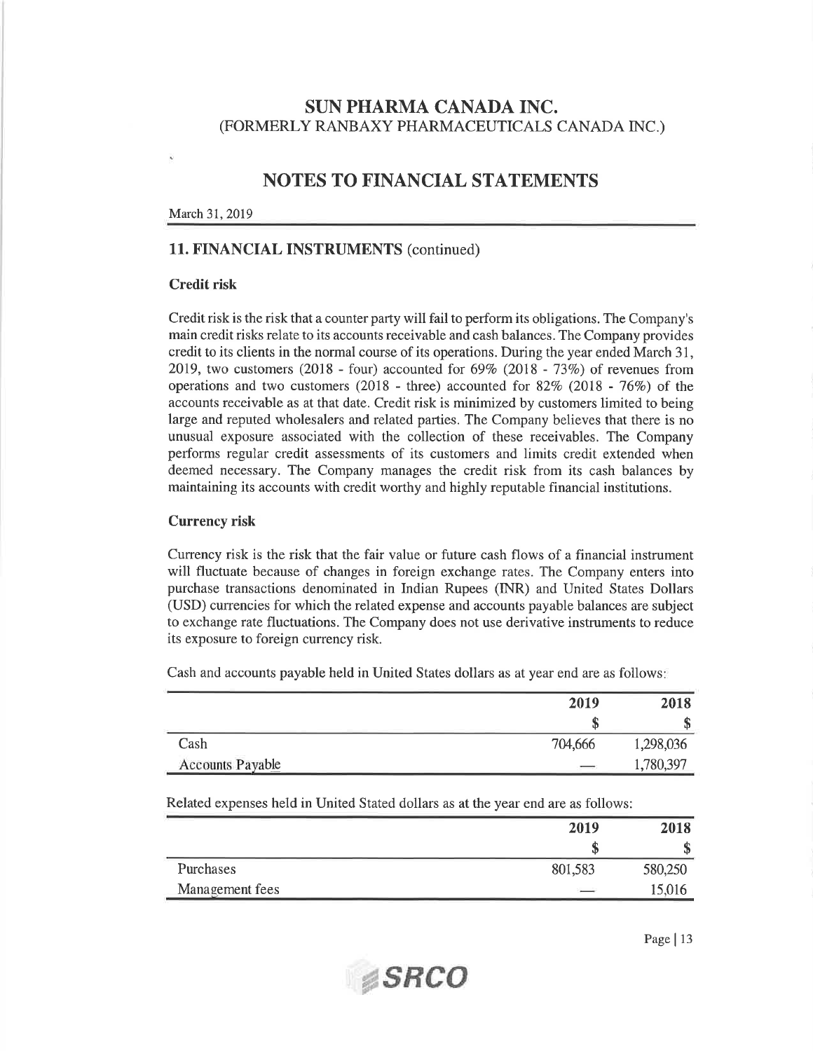# SUN PHARMA CANADA INC.
(FORMERLY RANBAXY PHARMACEUTICALS CANADA INC.)

## NOTES TO FINANCIAL STATEMENTS

March 31, 2019

### 11. FINANCIAL INSTRUMENTS (continued)

#### Credit risk

Credit risk is the risk that a counter party will fail to perform its obligations. The Company's main credit risks relate to its accounts receivable and cash balances. The Company provides credit to its clients in the normal course of its operations. During the year ended March 31, 2019, two customers (2018 - four) accounted for 69% (2018 - 73%) of revenues from operations and two customers (2018 - three) accounted for 82% (2018 - 76%) of the accounts receivable as at that date. Credit risk is minimized by customers limited to being large and reputed wholesalers and related parties. The Company believes that there is no unusual exposure associated with the collection of these receivables. The Company performs regular credit assessments of its customers and limits credit extended when deemed necessary. The Company manages the credit risk from its cash balances by maintaining its accounts with credit worthy and highly reputable financial institutions.

#### Currency risk

Currency risk is the risk that the fair value or future cash flows of a financial instrument will fluctuate because of changes in foreign exchange rates. The Company enters into purchase transactions denominated in Indian Rupees (INR) and United States Dollars (USD) currencies for which the related expense and accounts payable balances are subject to exchange rate fluctuations. The Company does not use derivative instruments to reduce its exposure to foreign currency risk.

Cash and accounts payable held in United States dollars as at year end are as follows:

| | 2019 | 2018 |
|---|---|---|
| | $ | $ |
| Cash | 704,666 | 1,298,036 |
| Accounts Payable | — | 1,780,397 |

Related expenses held in United Stated dollars as at the year end are as follows:

| | 2019 | 2018 |
|---|---|---|
| | $ | $ |
| Purchases | 801,583 | 580,250 |
| Management fees | — | 15,016 |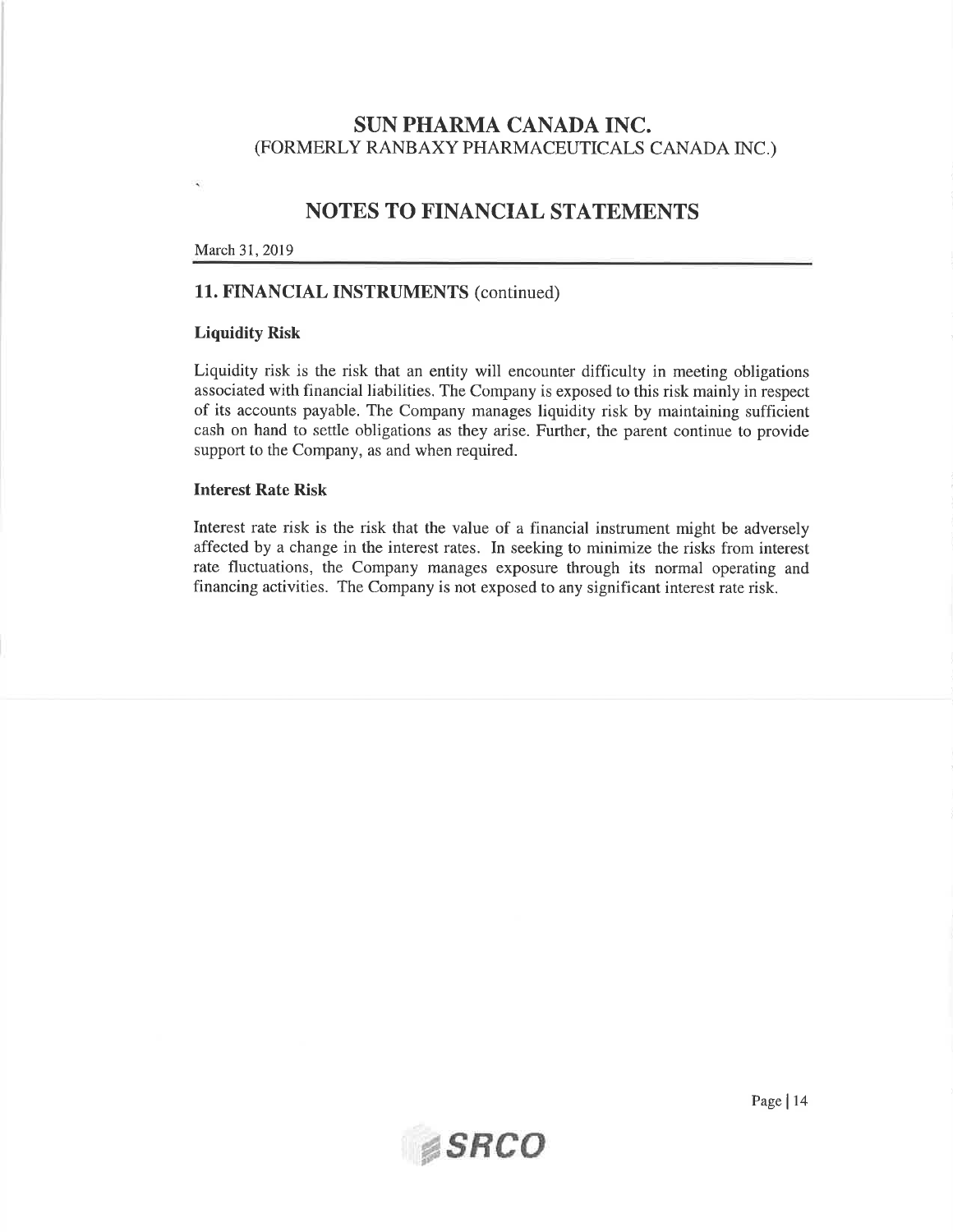# SUN PHARMA CANADA INC.

(FORMERLY RANBAXY PHARMACEUTICALS CANADA INC.)

## NOTES TO FINANCIAL STATEMENTS

March 31, 2019

### 11. FINANCIAL INSTRUMENTS (continued)

**Liquidity Risk**

Liquidity risk is the risk that an entity will encounter difficulty in meeting obligations associated with financial liabilities. The Company is exposed to this risk mainly in respect of its accounts payable. The Company manages liquidity risk by maintaining sufficient cash on hand to settle obligations as they arise. Further, the parent continue to provide support to the Company, as and when required.

**Interest Rate Risk**

Interest rate risk is the risk that the value of a financial instrument might be adversely affected by a change in the interest rates. In seeking to minimize the risks from interest rate fluctuations, the Company manages exposure through its normal operating and financing activities. The Company is not exposed to any significant interest rate risk.